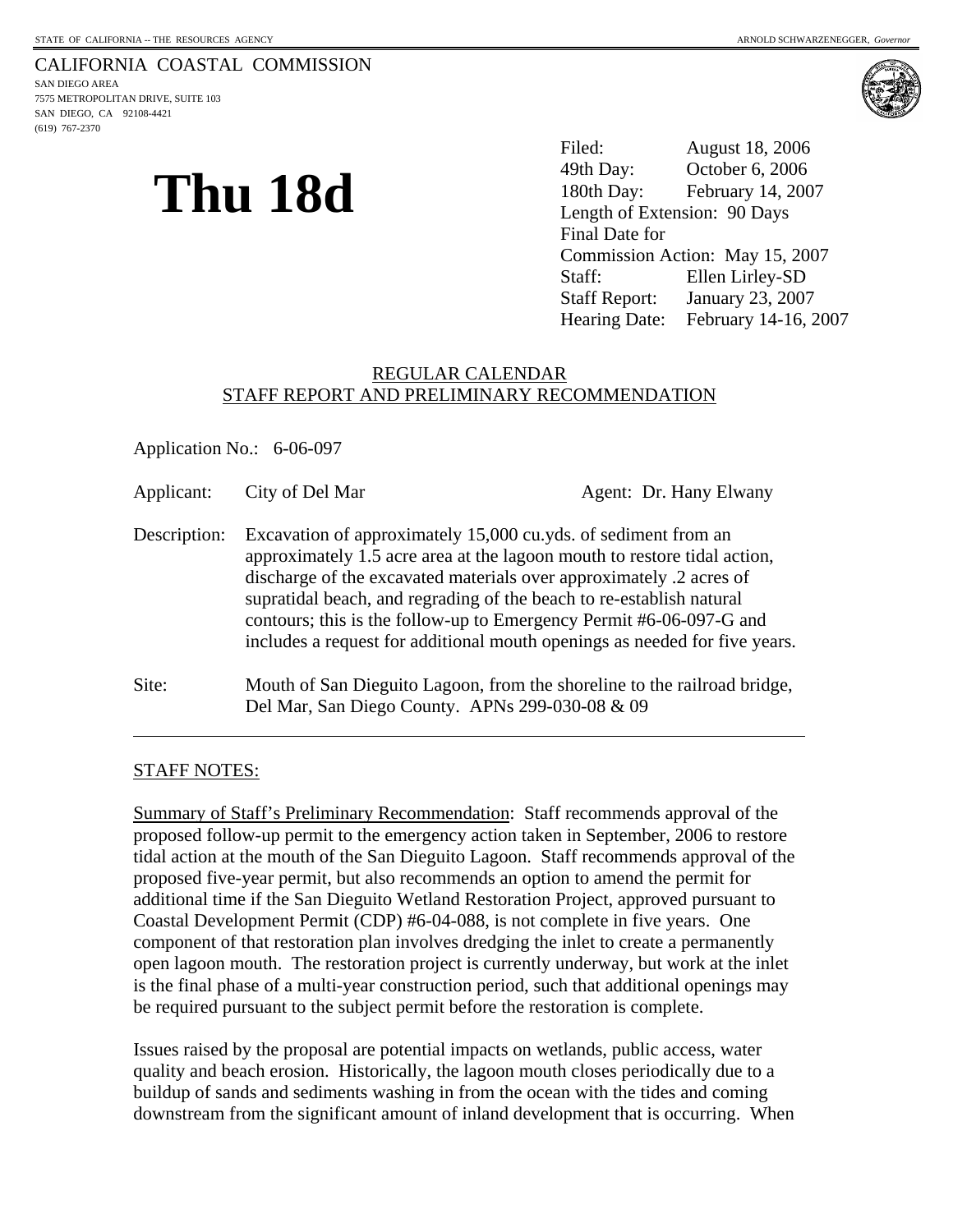STATE OF CALIFORNIA -- THE RESOURCES AGENCY ARNOLD SCHWARZENEGGER, *Governor*

CALIFORNIA COASTAL COMMISSION
SAN DIEGO AREA
7575 METROPOLITAN DRIVE, SUITE 103
SAN DIEGO, CA 92108-4421
(619) 767-2370

# Thu 18d

Filed: August 18, 2006
49th Day: October 6, 2006
180th Day: February 14, 2007
Length of Extension: 90 Days
Final Date for
Commission Action: May 15, 2007
Staff: Ellen Lirley-SD
Staff Report: January 23, 2007
Hearing Date: February 14-16, 2007

REGULAR CALENDAR
STAFF REPORT AND PRELIMINARY RECOMMENDATION

Application No.: 6-06-097

Applicant: City of Del Mar Agent: Dr. Hany Elwany

Description: Excavation of approximately 15,000 cu.yds. of sediment from an approximately 1.5 acre area at the lagoon mouth to restore tidal action, discharge of the excavated materials over approximately .2 acres of supratidal beach, and regrading of the beach to re-establish natural contours; this is the follow-up to Emergency Permit #6-06-097-G and includes a request for additional mouth openings as needed for five years.

Site: Mouth of San Dieguito Lagoon, from the shoreline to the railroad bridge, Del Mar, San Diego County. APNs 299-030-08 & 09

---

STAFF NOTES:

Summary of Staff's Preliminary Recommendation: Staff recommends approval of the proposed follow-up permit to the emergency action taken in September, 2006 to restore tidal action at the mouth of the San Dieguito Lagoon. Staff recommends approval of the proposed five-year permit, but also recommends an option to amend the permit for additional time if the San Dieguito Wetland Restoration Project, approved pursuant to Coastal Development Permit (CDP) #6-04-088, is not complete in five years. One component of that restoration plan involves dredging the inlet to create a permanently open lagoon mouth. The restoration project is currently underway, but work at the inlet is the final phase of a multi-year construction period, such that additional openings may be required pursuant to the subject permit before the restoration is complete.

Issues raised by the proposal are potential impacts on wetlands, public access, water quality and beach erosion. Historically, the lagoon mouth closes periodically due to a buildup of sands and sediments washing in from the ocean with the tides and coming downstream from the significant amount of inland development that is occurring. When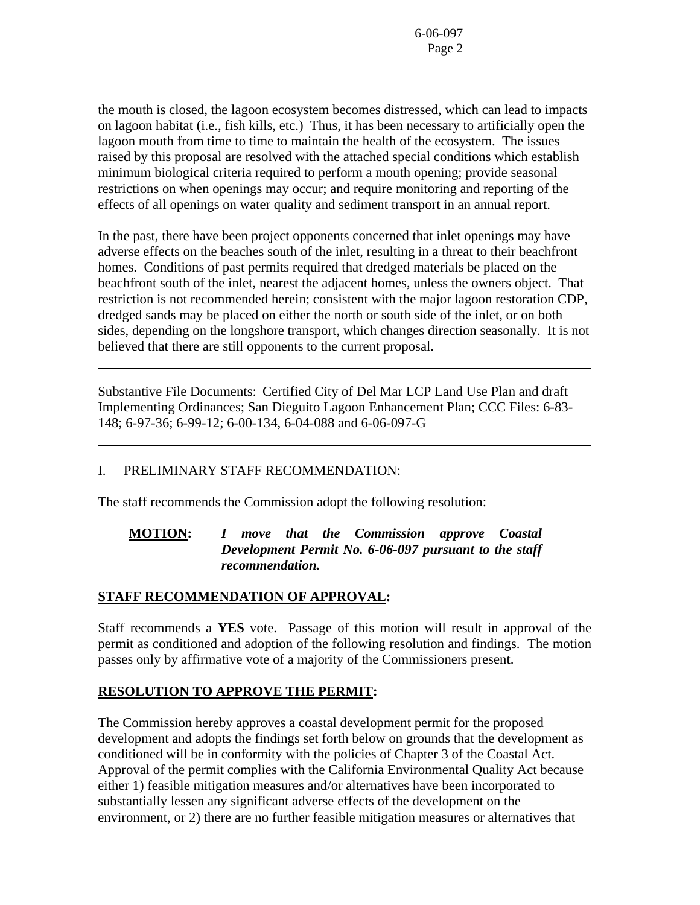the mouth is closed, the lagoon ecosystem becomes distressed, which can lead to impacts on lagoon habitat (i.e., fish kills, etc.) Thus, it has been necessary to artificially open the lagoon mouth from time to time to maintain the health of the ecosystem. The issues raised by this proposal are resolved with the attached special conditions which establish minimum biological criteria required to perform a mouth opening; provide seasonal restrictions on when openings may occur; and require monitoring and reporting of the effects of all openings on water quality and sediment transport in an annual report.

In the past, there have been project opponents concerned that inlet openings may have adverse effects on the beaches south of the inlet, resulting in a threat to their beachfront homes. Conditions of past permits required that dredged materials be placed on the beachfront south of the inlet, nearest the adjacent homes, unless the owners object. That restriction is not recommended herein; consistent with the major lagoon restoration CDP, dredged sands may be placed on either the north or south side of the inlet, or on both sides, depending on the longshore transport, which changes direction seasonally. It is not believed that there are still opponents to the current proposal.

---

Substantive File Documents: Certified City of Del Mar LCP Land Use Plan and draft Implementing Ordinances; San Dieguito Lagoon Enhancement Plan; CCC Files: 6-83-148; 6-97-36; 6-99-12; 6-00-134, 6-04-088 and 6-06-097-G

---

## I. PRELIMINARY STAFF RECOMMENDATION:

The staff recommends the Commission adopt the following resolution:

**MOTION:** ***I move that the Commission approve Coastal Development Permit No. 6-06-097 pursuant to the staff recommendation.***

### STAFF RECOMMENDATION OF APPROVAL:

Staff recommends a **YES** vote. Passage of this motion will result in approval of the permit as conditioned and adoption of the following resolution and findings. The motion passes only by affirmative vote of a majority of the Commissioners present.

### RESOLUTION TO APPROVE THE PERMIT:

The Commission hereby approves a coastal development permit for the proposed development and adopts the findings set forth below on grounds that the development as conditioned will be in conformity with the policies of Chapter 3 of the Coastal Act. Approval of the permit complies with the California Environmental Quality Act because either 1) feasible mitigation measures and/or alternatives have been incorporated to substantially lessen any significant adverse effects of the development on the environment, or 2) there are no further feasible mitigation measures or alternatives that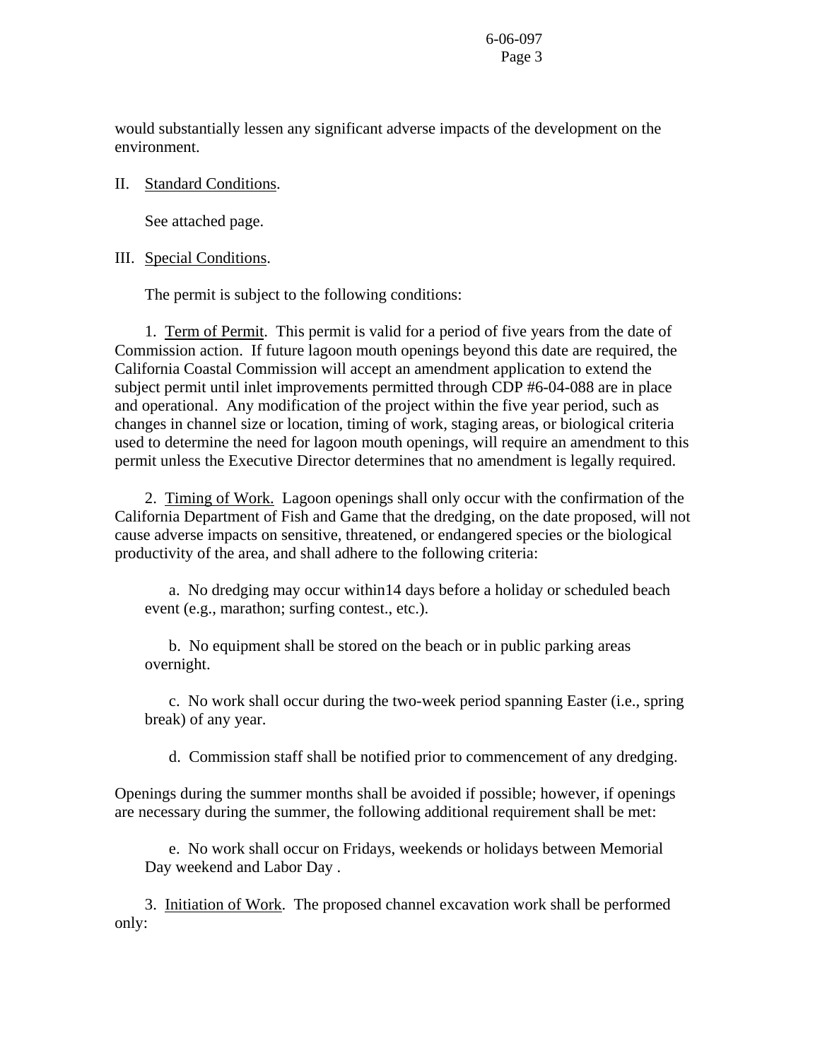would substantially lessen any significant adverse impacts of the development on the environment.

II. Standard Conditions.

See attached page.

III. Special Conditions.

The permit is subject to the following conditions:

1. Term of Permit. This permit is valid for a period of five years from the date of Commission action. If future lagoon mouth openings beyond this date are required, the California Coastal Commission will accept an amendment application to extend the subject permit until inlet improvements permitted through CDP #6-04-088 are in place and operational. Any modification of the project within the five year period, such as changes in channel size or location, timing of work, staging areas, or biological criteria used to determine the need for lagoon mouth openings, will require an amendment to this permit unless the Executive Director determines that no amendment is legally required.

2. Timing of Work. Lagoon openings shall only occur with the confirmation of the California Department of Fish and Game that the dredging, on the date proposed, will not cause adverse impacts on sensitive, threatened, or endangered species or the biological productivity of the area, and shall adhere to the following criteria:

a. No dredging may occur within14 days before a holiday or scheduled beach event (e.g., marathon; surfing contest., etc.).

b. No equipment shall be stored on the beach or in public parking areas overnight.

c. No work shall occur during the two-week period spanning Easter (i.e., spring break) of any year.

d. Commission staff shall be notified prior to commencement of any dredging.

Openings during the summer months shall be avoided if possible; however, if openings are necessary during the summer, the following additional requirement shall be met:

e. No work shall occur on Fridays, weekends or holidays between Memorial Day weekend and Labor Day .

3. Initiation of Work. The proposed channel excavation work shall be performed only: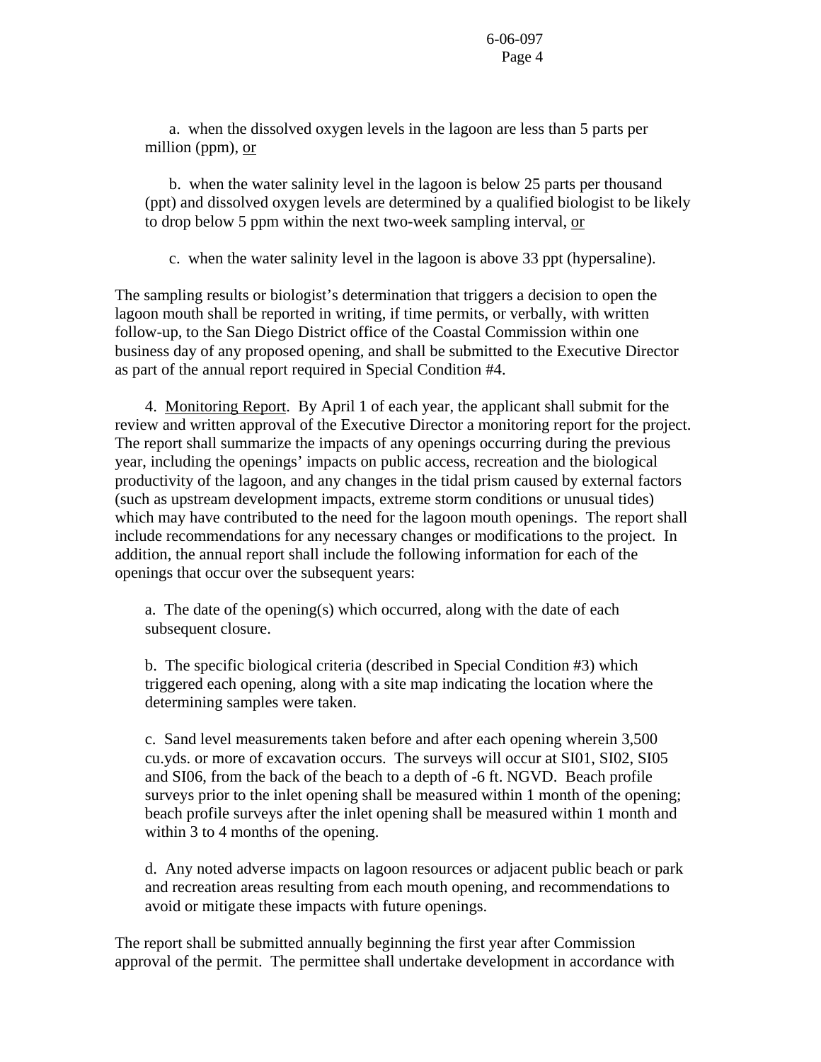a. when the dissolved oxygen levels in the lagoon are less than 5 parts per million (ppm), <u>or</u>

b. when the water salinity level in the lagoon is below 25 parts per thousand (ppt) and dissolved oxygen levels are determined by a qualified biologist to be likely to drop below 5 ppm within the next two-week sampling interval, <u>or</u>

c. when the water salinity level in the lagoon is above 33 ppt (hypersaline).

The sampling results or biologist's determination that triggers a decision to open the lagoon mouth shall be reported in writing, if time permits, or verbally, with written follow-up, to the San Diego District office of the Coastal Commission within one business day of any proposed opening, and shall be submitted to the Executive Director as part of the annual report required in Special Condition #4.

4. <u>Monitoring Report</u>. By April 1 of each year, the applicant shall submit for the review and written approval of the Executive Director a monitoring report for the project. The report shall summarize the impacts of any openings occurring during the previous year, including the openings' impacts on public access, recreation and the biological productivity of the lagoon, and any changes in the tidal prism caused by external factors (such as upstream development impacts, extreme storm conditions or unusual tides) which may have contributed to the need for the lagoon mouth openings. The report shall include recommendations for any necessary changes or modifications to the project. In addition, the annual report shall include the following information for each of the openings that occur over the subsequent years:

a. The date of the opening(s) which occurred, along with the date of each subsequent closure.

b. The specific biological criteria (described in Special Condition #3) which triggered each opening, along with a site map indicating the location where the determining samples were taken.

c. Sand level measurements taken before and after each opening wherein 3,500 cu.yds. or more of excavation occurs. The surveys will occur at SI01, SI02, SI05 and SI06, from the back of the beach to a depth of -6 ft. NGVD. Beach profile surveys prior to the inlet opening shall be measured within 1 month of the opening; beach profile surveys after the inlet opening shall be measured within 1 month and within 3 to 4 months of the opening.

d. Any noted adverse impacts on lagoon resources or adjacent public beach or park and recreation areas resulting from each mouth opening, and recommendations to avoid or mitigate these impacts with future openings.

The report shall be submitted annually beginning the first year after Commission approval of the permit. The permittee shall undertake development in accordance with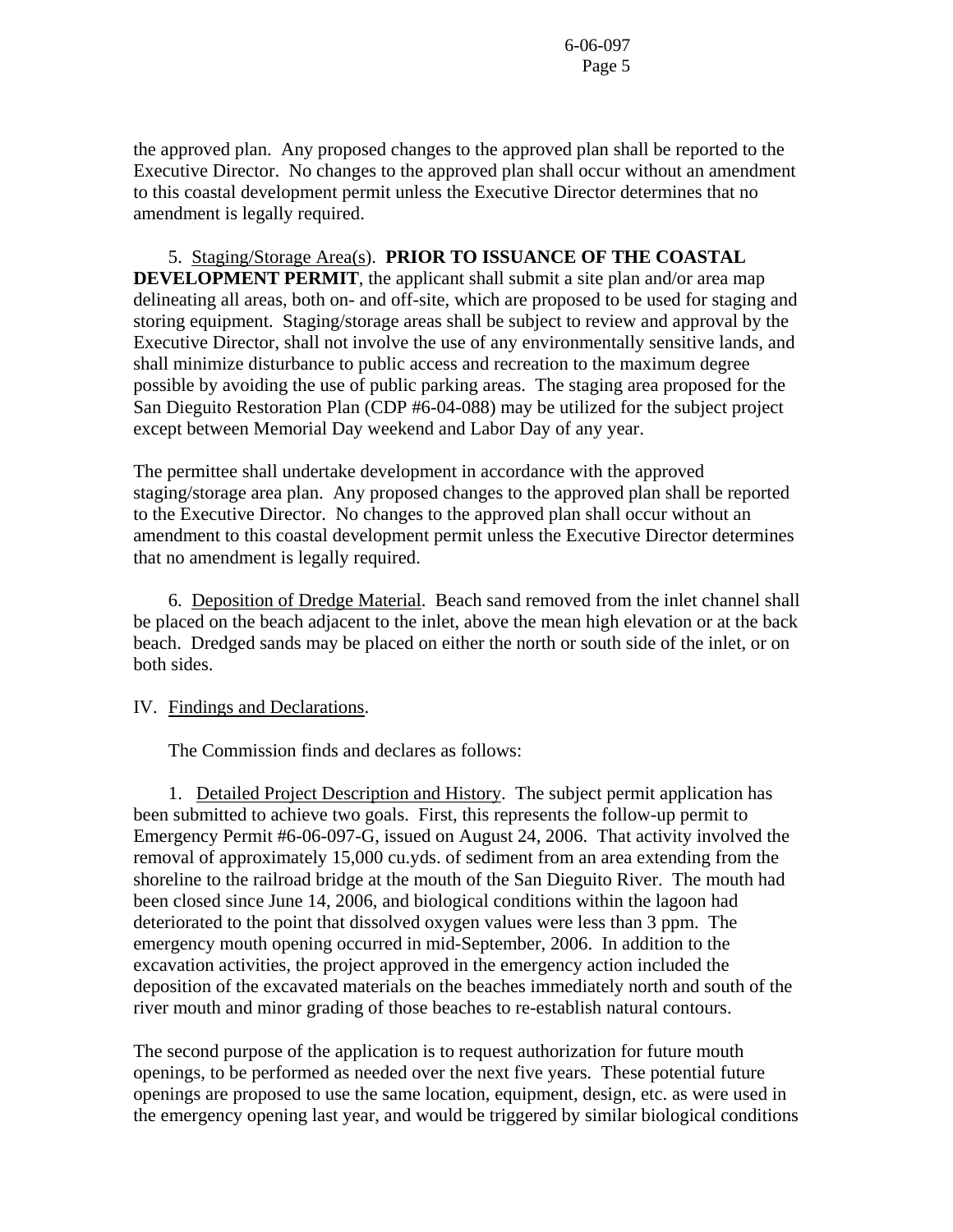the approved plan. Any proposed changes to the approved plan shall be reported to the Executive Director. No changes to the approved plan shall occur without an amendment to this coastal development permit unless the Executive Director determines that no amendment is legally required.

5. Staging/Storage Area(s). **PRIOR TO ISSUANCE OF THE COASTAL DEVELOPMENT PERMIT**, the applicant shall submit a site plan and/or area map delineating all areas, both on- and off-site, which are proposed to be used for staging and storing equipment. Staging/storage areas shall be subject to review and approval by the Executive Director, shall not involve the use of any environmentally sensitive lands, and shall minimize disturbance to public access and recreation to the maximum degree possible by avoiding the use of public parking areas. The staging area proposed for the San Dieguito Restoration Plan (CDP #6-04-088) may be utilized for the subject project except between Memorial Day weekend and Labor Day of any year.

The permittee shall undertake development in accordance with the approved staging/storage area plan. Any proposed changes to the approved plan shall be reported to the Executive Director. No changes to the approved plan shall occur without an amendment to this coastal development permit unless the Executive Director determines that no amendment is legally required.

6. Deposition of Dredge Material. Beach sand removed from the inlet channel shall be placed on the beach adjacent to the inlet, above the mean high elevation or at the back beach. Dredged sands may be placed on either the north or south side of the inlet, or on both sides.

## IV. Findings and Declarations.

The Commission finds and declares as follows:

1. Detailed Project Description and History. The subject permit application has been submitted to achieve two goals. First, this represents the follow-up permit to Emergency Permit #6-06-097-G, issued on August 24, 2006. That activity involved the removal of approximately 15,000 cu.yds. of sediment from an area extending from the shoreline to the railroad bridge at the mouth of the San Dieguito River. The mouth had been closed since June 14, 2006, and biological conditions within the lagoon had deteriorated to the point that dissolved oxygen values were less than 3 ppm. The emergency mouth opening occurred in mid-September, 2006. In addition to the excavation activities, the project approved in the emergency action included the deposition of the excavated materials on the beaches immediately north and south of the river mouth and minor grading of those beaches to re-establish natural contours.

The second purpose of the application is to request authorization for future mouth openings, to be performed as needed over the next five years. These potential future openings are proposed to use the same location, equipment, design, etc. as were used in the emergency opening last year, and would be triggered by similar biological conditions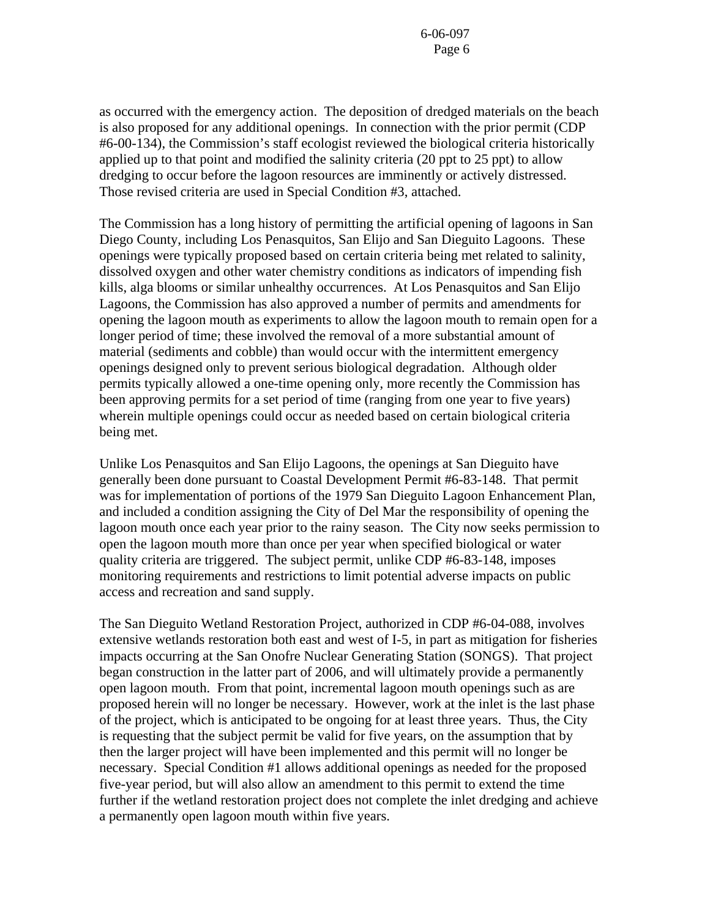as occurred with the emergency action. The deposition of dredged materials on the beach is also proposed for any additional openings. In connection with the prior permit (CDP #6-00-134), the Commission's staff ecologist reviewed the biological criteria historically applied up to that point and modified the salinity criteria (20 ppt to 25 ppt) to allow dredging to occur before the lagoon resources are imminently or actively distressed. Those revised criteria are used in Special Condition #3, attached.

The Commission has a long history of permitting the artificial opening of lagoons in San Diego County, including Los Penasquitos, San Elijo and San Dieguito Lagoons. These openings were typically proposed based on certain criteria being met related to salinity, dissolved oxygen and other water chemistry conditions as indicators of impending fish kills, alga blooms or similar unhealthy occurrences. At Los Penasquitos and San Elijo Lagoons, the Commission has also approved a number of permits and amendments for opening the lagoon mouth as experiments to allow the lagoon mouth to remain open for a longer period of time; these involved the removal of a more substantial amount of material (sediments and cobble) than would occur with the intermittent emergency openings designed only to prevent serious biological degradation. Although older permits typically allowed a one-time opening only, more recently the Commission has been approving permits for a set period of time (ranging from one year to five years) wherein multiple openings could occur as needed based on certain biological criteria being met.

Unlike Los Penasquitos and San Elijo Lagoons, the openings at San Dieguito have generally been done pursuant to Coastal Development Permit #6-83-148. That permit was for implementation of portions of the 1979 San Dieguito Lagoon Enhancement Plan, and included a condition assigning the City of Del Mar the responsibility of opening the lagoon mouth once each year prior to the rainy season. The City now seeks permission to open the lagoon mouth more than once per year when specified biological or water quality criteria are triggered. The subject permit, unlike CDP #6-83-148, imposes monitoring requirements and restrictions to limit potential adverse impacts on public access and recreation and sand supply.

The San Dieguito Wetland Restoration Project, authorized in CDP #6-04-088, involves extensive wetlands restoration both east and west of I-5, in part as mitigation for fisheries impacts occurring at the San Onofre Nuclear Generating Station (SONGS). That project began construction in the latter part of 2006, and will ultimately provide a permanently open lagoon mouth. From that point, incremental lagoon mouth openings such as are proposed herein will no longer be necessary. However, work at the inlet is the last phase of the project, which is anticipated to be ongoing for at least three years. Thus, the City is requesting that the subject permit be valid for five years, on the assumption that by then the larger project will have been implemented and this permit will no longer be necessary. Special Condition #1 allows additional openings as needed for the proposed five-year period, but will also allow an amendment to this permit to extend the time further if the wetland restoration project does not complete the inlet dredging and achieve a permanently open lagoon mouth within five years.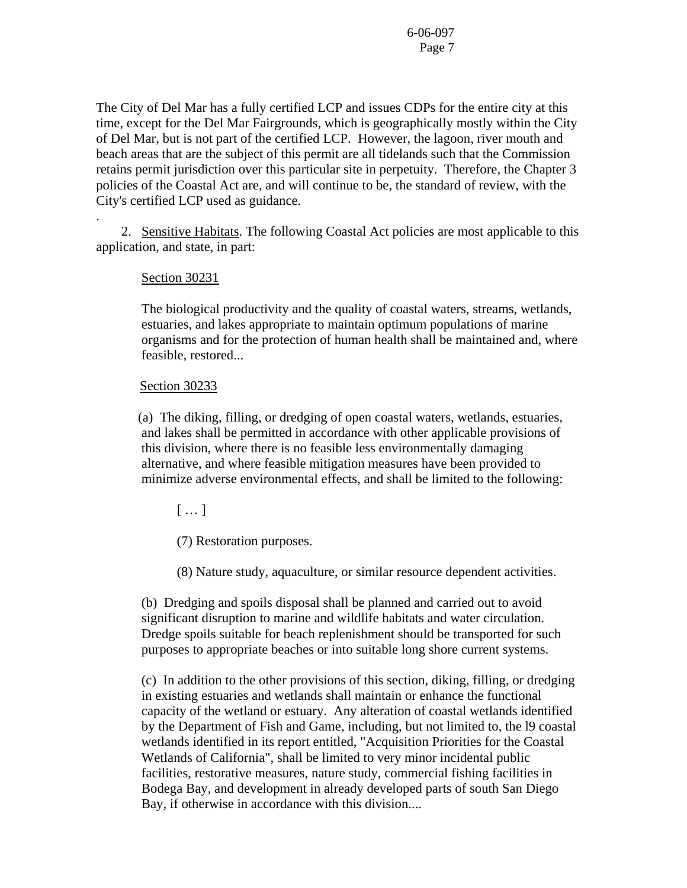The City of Del Mar has a fully certified LCP and issues CDPs for the entire city at this time, except for the Del Mar Fairgrounds, which is geographically mostly within the City of Del Mar, but is not part of the certified LCP. However, the lagoon, river mouth and beach areas that are the subject of this permit are all tidelands such that the Commission retains permit jurisdiction over this particular site in perpetuity. Therefore, the Chapter 3 policies of the Coastal Act are, and will continue to be, the standard of review, with the City's certified LCP used as guidance.

2. Sensitive Habitats. The following Coastal Act policies are most applicable to this application, and state, in part:

> Section 30231
>
> The biological productivity and the quality of coastal waters, streams, wetlands, estuaries, and lakes appropriate to maintain optimum populations of marine organisms and for the protection of human health shall be maintained and, where feasible, restored...
>
> Section 30233
>
> (a) The diking, filling, or dredging of open coastal waters, wetlands, estuaries, and lakes shall be permitted in accordance with other applicable provisions of this division, where there is no feasible less environmentally damaging alternative, and where feasible mitigation measures have been provided to minimize adverse environmental effects, and shall be limited to the following:
>
> [ … ]
>
> (7) Restoration purposes.
>
> (8) Nature study, aquaculture, or similar resource dependent activities.
>
> (b) Dredging and spoils disposal shall be planned and carried out to avoid significant disruption to marine and wildlife habitats and water circulation. Dredge spoils suitable for beach replenishment should be transported for such purposes to appropriate beaches or into suitable long shore current systems.
>
> (c) In addition to the other provisions of this section, diking, filling, or dredging in existing estuaries and wetlands shall maintain or enhance the functional capacity of the wetland or estuary. Any alteration of coastal wetlands identified by the Department of Fish and Game, including, but not limited to, the l9 coastal wetlands identified in its report entitled, "Acquisition Priorities for the Coastal Wetlands of California", shall be limited to very minor incidental public facilities, restorative measures, nature study, commercial fishing facilities in Bodega Bay, and development in already developed parts of south San Diego Bay, if otherwise in accordance with this division....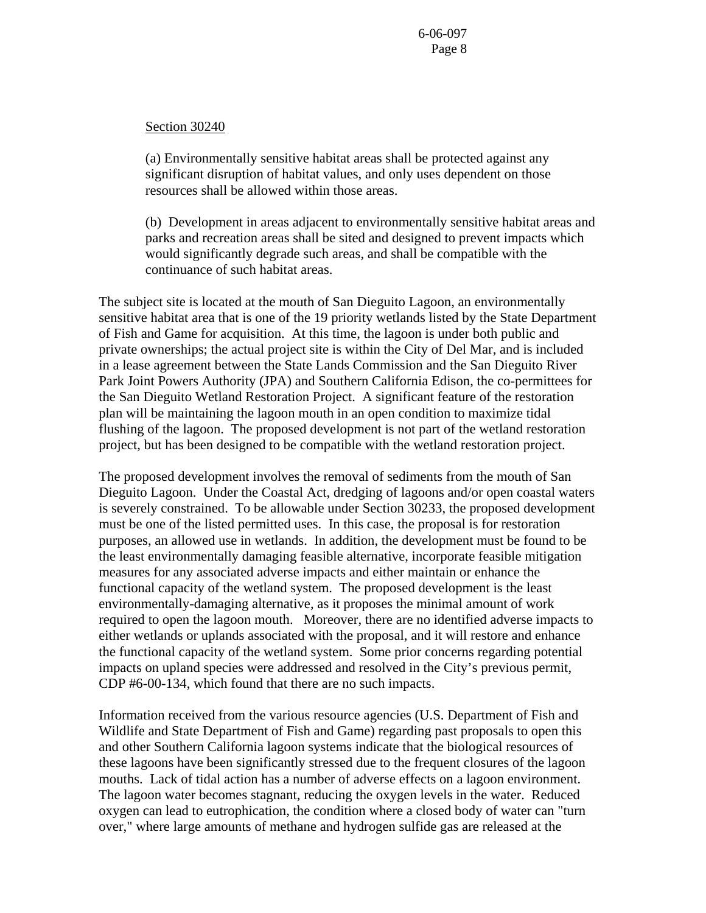Section 30240

(a) Environmentally sensitive habitat areas shall be protected against any significant disruption of habitat values, and only uses dependent on those resources shall be allowed within those areas.

(b) Development in areas adjacent to environmentally sensitive habitat areas and parks and recreation areas shall be sited and designed to prevent impacts which would significantly degrade such areas, and shall be compatible with the continuance of such habitat areas.

The subject site is located at the mouth of San Dieguito Lagoon, an environmentally sensitive habitat area that is one of the 19 priority wetlands listed by the State Department of Fish and Game for acquisition. At this time, the lagoon is under both public and private ownerships; the actual project site is within the City of Del Mar, and is included in a lease agreement between the State Lands Commission and the San Dieguito River Park Joint Powers Authority (JPA) and Southern California Edison, the co-permittees for the San Dieguito Wetland Restoration Project. A significant feature of the restoration plan will be maintaining the lagoon mouth in an open condition to maximize tidal flushing of the lagoon. The proposed development is not part of the wetland restoration project, but has been designed to be compatible with the wetland restoration project.

The proposed development involves the removal of sediments from the mouth of San Dieguito Lagoon. Under the Coastal Act, dredging of lagoons and/or open coastal waters is severely constrained. To be allowable under Section 30233, the proposed development must be one of the listed permitted uses. In this case, the proposal is for restoration purposes, an allowed use in wetlands. In addition, the development must be found to be the least environmentally damaging feasible alternative, incorporate feasible mitigation measures for any associated adverse impacts and either maintain or enhance the functional capacity of the wetland system. The proposed development is the least environmentally-damaging alternative, as it proposes the minimal amount of work required to open the lagoon mouth. Moreover, there are no identified adverse impacts to either wetlands or uplands associated with the proposal, and it will restore and enhance the functional capacity of the wetland system. Some prior concerns regarding potential impacts on upland species were addressed and resolved in the City's previous permit, CDP #6-00-134, which found that there are no such impacts.

Information received from the various resource agencies (U.S. Department of Fish and Wildlife and State Department of Fish and Game) regarding past proposals to open this and other Southern California lagoon systems indicate that the biological resources of these lagoons have been significantly stressed due to the frequent closures of the lagoon mouths. Lack of tidal action has a number of adverse effects on a lagoon environment. The lagoon water becomes stagnant, reducing the oxygen levels in the water. Reduced oxygen can lead to eutrophication, the condition where a closed body of water can "turn over," where large amounts of methane and hydrogen sulfide gas are released at the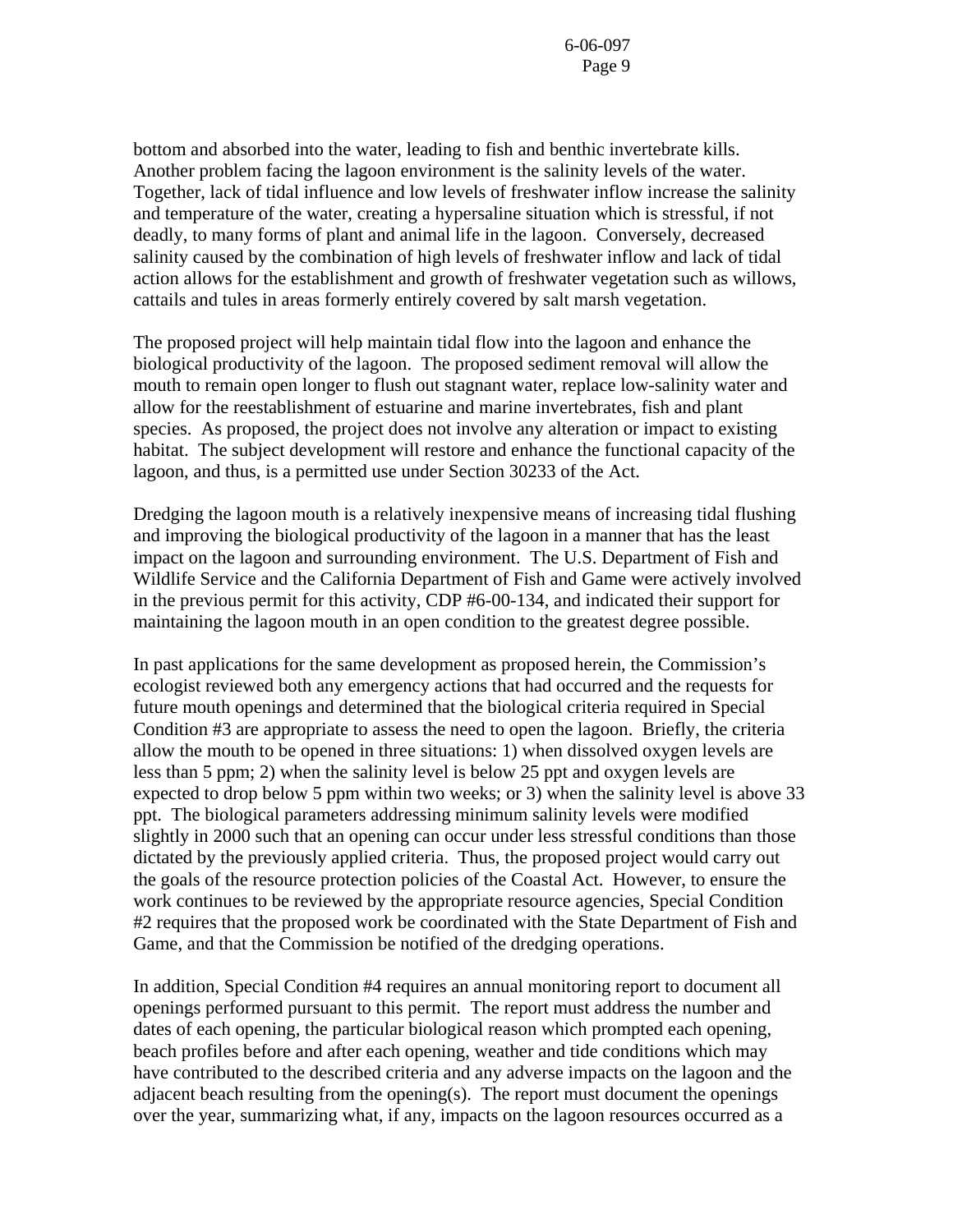bottom and absorbed into the water, leading to fish and benthic invertebrate kills. Another problem facing the lagoon environment is the salinity levels of the water. Together, lack of tidal influence and low levels of freshwater inflow increase the salinity and temperature of the water, creating a hypersaline situation which is stressful, if not deadly, to many forms of plant and animal life in the lagoon. Conversely, decreased salinity caused by the combination of high levels of freshwater inflow and lack of tidal action allows for the establishment and growth of freshwater vegetation such as willows, cattails and tules in areas formerly entirely covered by salt marsh vegetation.

The proposed project will help maintain tidal flow into the lagoon and enhance the biological productivity of the lagoon. The proposed sediment removal will allow the mouth to remain open longer to flush out stagnant water, replace low-salinity water and allow for the reestablishment of estuarine and marine invertebrates, fish and plant species. As proposed, the project does not involve any alteration or impact to existing habitat. The subject development will restore and enhance the functional capacity of the lagoon, and thus, is a permitted use under Section 30233 of the Act.

Dredging the lagoon mouth is a relatively inexpensive means of increasing tidal flushing and improving the biological productivity of the lagoon in a manner that has the least impact on the lagoon and surrounding environment. The U.S. Department of Fish and Wildlife Service and the California Department of Fish and Game were actively involved in the previous permit for this activity, CDP #6-00-134, and indicated their support for maintaining the lagoon mouth in an open condition to the greatest degree possible.

In past applications for the same development as proposed herein, the Commission's ecologist reviewed both any emergency actions that had occurred and the requests for future mouth openings and determined that the biological criteria required in Special Condition #3 are appropriate to assess the need to open the lagoon. Briefly, the criteria allow the mouth to be opened in three situations: 1) when dissolved oxygen levels are less than 5 ppm; 2) when the salinity level is below 25 ppt and oxygen levels are expected to drop below 5 ppm within two weeks; or 3) when the salinity level is above 33 ppt. The biological parameters addressing minimum salinity levels were modified slightly in 2000 such that an opening can occur under less stressful conditions than those dictated by the previously applied criteria. Thus, the proposed project would carry out the goals of the resource protection policies of the Coastal Act. However, to ensure the work continues to be reviewed by the appropriate resource agencies, Special Condition #2 requires that the proposed work be coordinated with the State Department of Fish and Game, and that the Commission be notified of the dredging operations.

In addition, Special Condition #4 requires an annual monitoring report to document all openings performed pursuant to this permit. The report must address the number and dates of each opening, the particular biological reason which prompted each opening, beach profiles before and after each opening, weather and tide conditions which may have contributed to the described criteria and any adverse impacts on the lagoon and the adjacent beach resulting from the opening(s). The report must document the openings over the year, summarizing what, if any, impacts on the lagoon resources occurred as a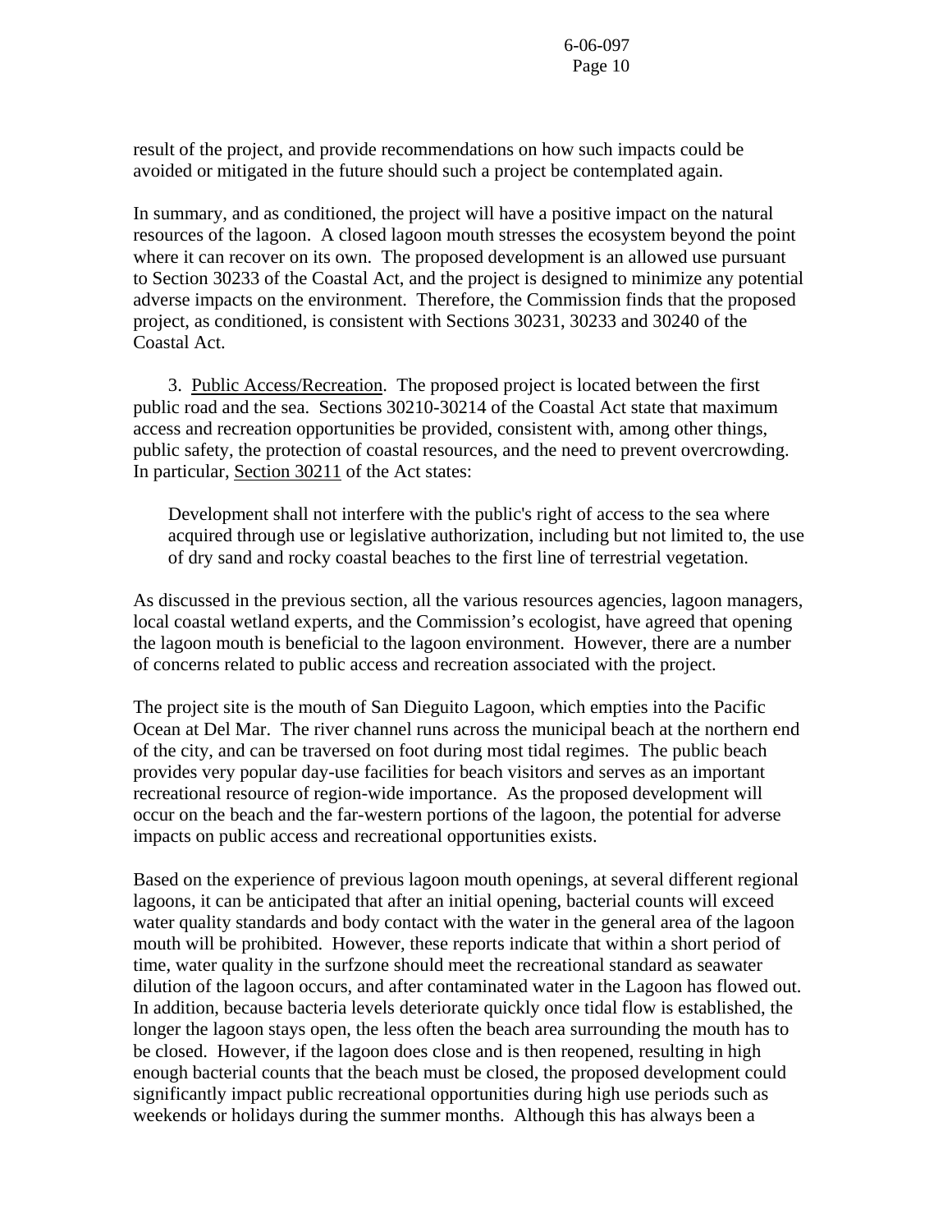result of the project, and provide recommendations on how such impacts could be avoided or mitigated in the future should such a project be contemplated again.

In summary, and as conditioned, the project will have a positive impact on the natural resources of the lagoon. A closed lagoon mouth stresses the ecosystem beyond the point where it can recover on its own. The proposed development is an allowed use pursuant to Section 30233 of the Coastal Act, and the project is designed to minimize any potential adverse impacts on the environment. Therefore, the Commission finds that the proposed project, as conditioned, is consistent with Sections 30231, 30233 and 30240 of the Coastal Act.

3. Public Access/Recreation. The proposed project is located between the first public road and the sea. Sections 30210-30214 of the Coastal Act state that maximum access and recreation opportunities be provided, consistent with, among other things, public safety, the protection of coastal resources, and the need to prevent overcrowding. In particular, Section 30211 of the Act states:

> Development shall not interfere with the public's right of access to the sea where acquired through use or legislative authorization, including but not limited to, the use of dry sand and rocky coastal beaches to the first line of terrestrial vegetation.

As discussed in the previous section, all the various resources agencies, lagoon managers, local coastal wetland experts, and the Commission's ecologist, have agreed that opening the lagoon mouth is beneficial to the lagoon environment. However, there are a number of concerns related to public access and recreation associated with the project.

The project site is the mouth of San Dieguito Lagoon, which empties into the Pacific Ocean at Del Mar. The river channel runs across the municipal beach at the northern end of the city, and can be traversed on foot during most tidal regimes. The public beach provides very popular day-use facilities for beach visitors and serves as an important recreational resource of region-wide importance. As the proposed development will occur on the beach and the far-western portions of the lagoon, the potential for adverse impacts on public access and recreational opportunities exists.

Based on the experience of previous lagoon mouth openings, at several different regional lagoons, it can be anticipated that after an initial opening, bacterial counts will exceed water quality standards and body contact with the water in the general area of the lagoon mouth will be prohibited. However, these reports indicate that within a short period of time, water quality in the surfzone should meet the recreational standard as seawater dilution of the lagoon occurs, and after contaminated water in the Lagoon has flowed out. In addition, because bacteria levels deteriorate quickly once tidal flow is established, the longer the lagoon stays open, the less often the beach area surrounding the mouth has to be closed. However, if the lagoon does close and is then reopened, resulting in high enough bacterial counts that the beach must be closed, the proposed development could significantly impact public recreational opportunities during high use periods such as weekends or holidays during the summer months. Although this has always been a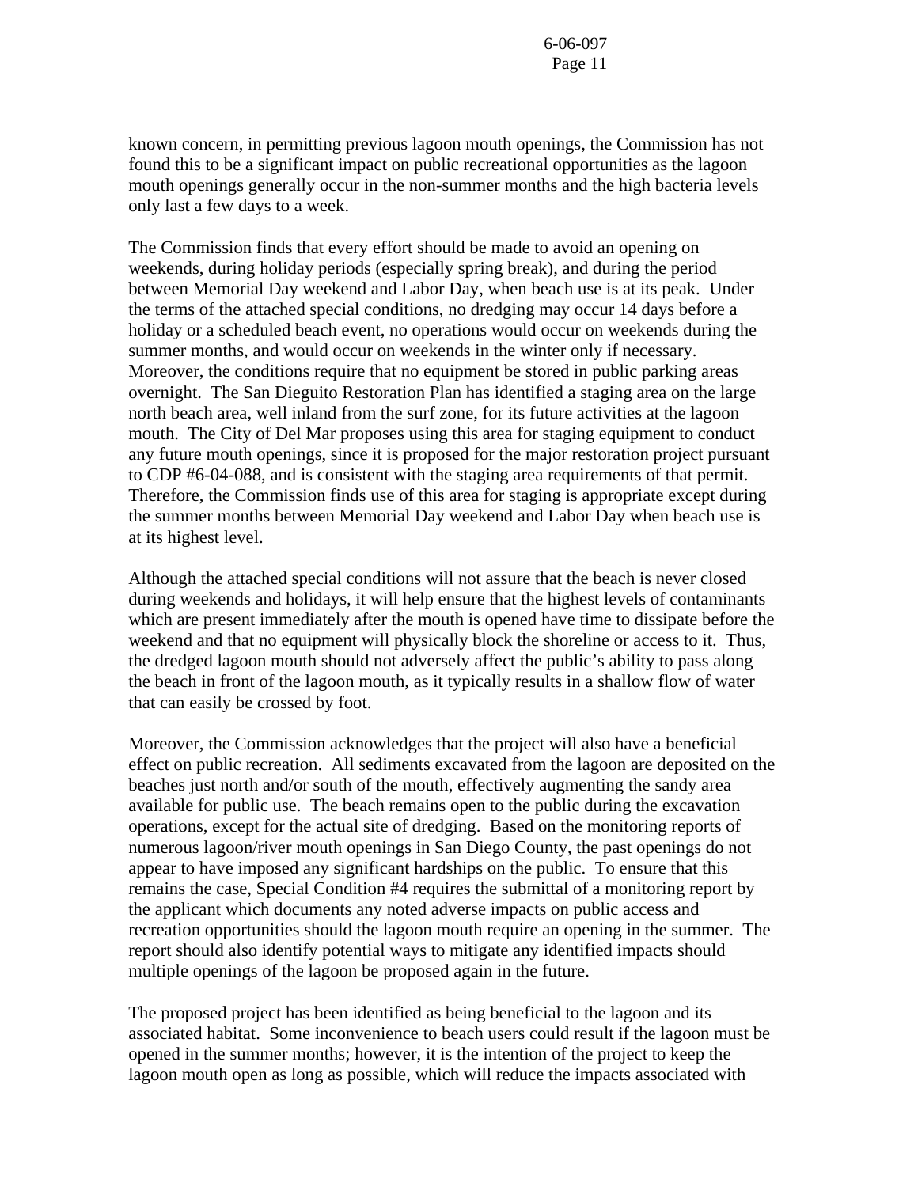known concern, in permitting previous lagoon mouth openings, the Commission has not found this to be a significant impact on public recreational opportunities as the lagoon mouth openings generally occur in the non-summer months and the high bacteria levels only last a few days to a week.

The Commission finds that every effort should be made to avoid an opening on weekends, during holiday periods (especially spring break), and during the period between Memorial Day weekend and Labor Day, when beach use is at its peak. Under the terms of the attached special conditions, no dredging may occur 14 days before a holiday or a scheduled beach event, no operations would occur on weekends during the summer months, and would occur on weekends in the winter only if necessary. Moreover, the conditions require that no equipment be stored in public parking areas overnight. The San Dieguito Restoration Plan has identified a staging area on the large north beach area, well inland from the surf zone, for its future activities at the lagoon mouth. The City of Del Mar proposes using this area for staging equipment to conduct any future mouth openings, since it is proposed for the major restoration project pursuant to CDP #6-04-088, and is consistent with the staging area requirements of that permit. Therefore, the Commission finds use of this area for staging is appropriate except during the summer months between Memorial Day weekend and Labor Day when beach use is at its highest level.

Although the attached special conditions will not assure that the beach is never closed during weekends and holidays, it will help ensure that the highest levels of contaminants which are present immediately after the mouth is opened have time to dissipate before the weekend and that no equipment will physically block the shoreline or access to it. Thus, the dredged lagoon mouth should not adversely affect the public's ability to pass along the beach in front of the lagoon mouth, as it typically results in a shallow flow of water that can easily be crossed by foot.

Moreover, the Commission acknowledges that the project will also have a beneficial effect on public recreation. All sediments excavated from the lagoon are deposited on the beaches just north and/or south of the mouth, effectively augmenting the sandy area available for public use. The beach remains open to the public during the excavation operations, except for the actual site of dredging. Based on the monitoring reports of numerous lagoon/river mouth openings in San Diego County, the past openings do not appear to have imposed any significant hardships on the public. To ensure that this remains the case, Special Condition #4 requires the submittal of a monitoring report by the applicant which documents any noted adverse impacts on public access and recreation opportunities should the lagoon mouth require an opening in the summer. The report should also identify potential ways to mitigate any identified impacts should multiple openings of the lagoon be proposed again in the future.

The proposed project has been identified as being beneficial to the lagoon and its associated habitat. Some inconvenience to beach users could result if the lagoon must be opened in the summer months; however, it is the intention of the project to keep the lagoon mouth open as long as possible, which will reduce the impacts associated with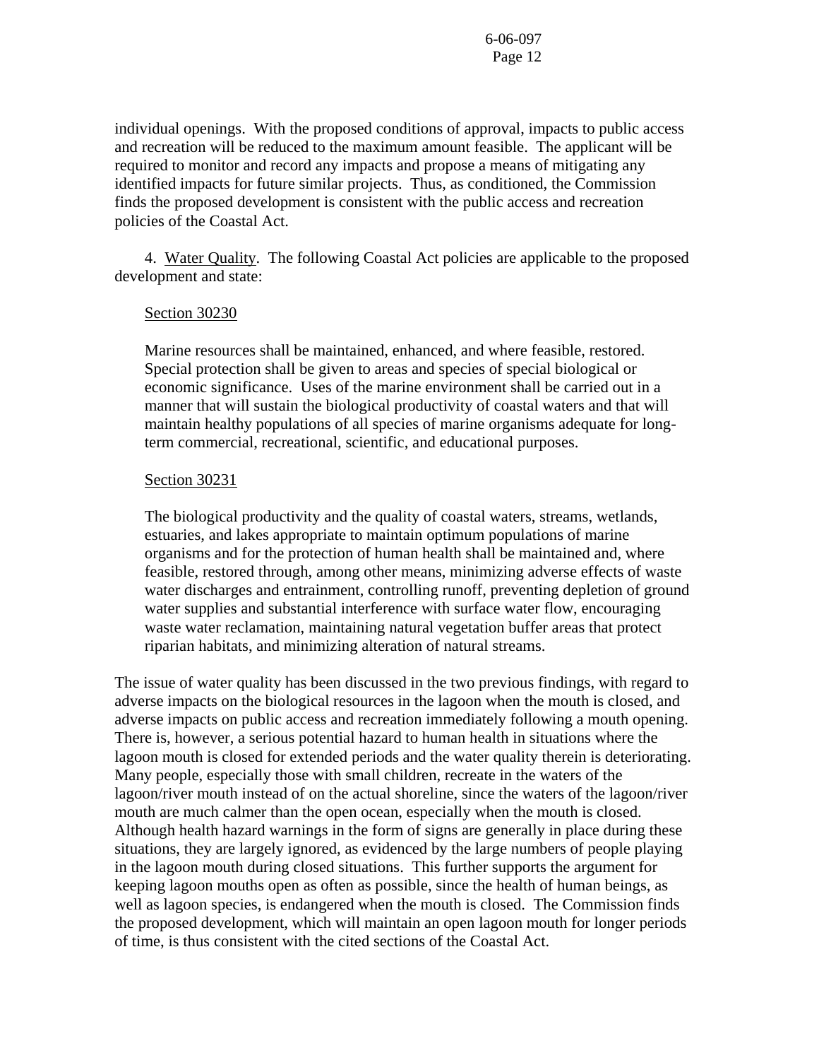individual openings. With the proposed conditions of approval, impacts to public access and recreation will be reduced to the maximum amount feasible. The applicant will be required to monitor and record any impacts and propose a means of mitigating any identified impacts for future similar projects. Thus, as conditioned, the Commission finds the proposed development is consistent with the public access and recreation policies of the Coastal Act.

4. Water Quality. The following Coastal Act policies are applicable to the proposed development and state:

> Section 30230
>
> Marine resources shall be maintained, enhanced, and where feasible, restored. Special protection shall be given to areas and species of special biological or economic significance. Uses of the marine environment shall be carried out in a manner that will sustain the biological productivity of coastal waters and that will maintain healthy populations of all species of marine organisms adequate for long-term commercial, recreational, scientific, and educational purposes.
>
> Section 30231
>
> The biological productivity and the quality of coastal waters, streams, wetlands, estuaries, and lakes appropriate to maintain optimum populations of marine organisms and for the protection of human health shall be maintained and, where feasible, restored through, among other means, minimizing adverse effects of waste water discharges and entrainment, controlling runoff, preventing depletion of ground water supplies and substantial interference with surface water flow, encouraging waste water reclamation, maintaining natural vegetation buffer areas that protect riparian habitats, and minimizing alteration of natural streams.

The issue of water quality has been discussed in the two previous findings, with regard to adverse impacts on the biological resources in the lagoon when the mouth is closed, and adverse impacts on public access and recreation immediately following a mouth opening. There is, however, a serious potential hazard to human health in situations where the lagoon mouth is closed for extended periods and the water quality therein is deteriorating. Many people, especially those with small children, recreate in the waters of the lagoon/river mouth instead of on the actual shoreline, since the waters of the lagoon/river mouth are much calmer than the open ocean, especially when the mouth is closed. Although health hazard warnings in the form of signs are generally in place during these situations, they are largely ignored, as evidenced by the large numbers of people playing in the lagoon mouth during closed situations. This further supports the argument for keeping lagoon mouths open as often as possible, since the health of human beings, as well as lagoon species, is endangered when the mouth is closed. The Commission finds the proposed development, which will maintain an open lagoon mouth for longer periods of time, is thus consistent with the cited sections of the Coastal Act.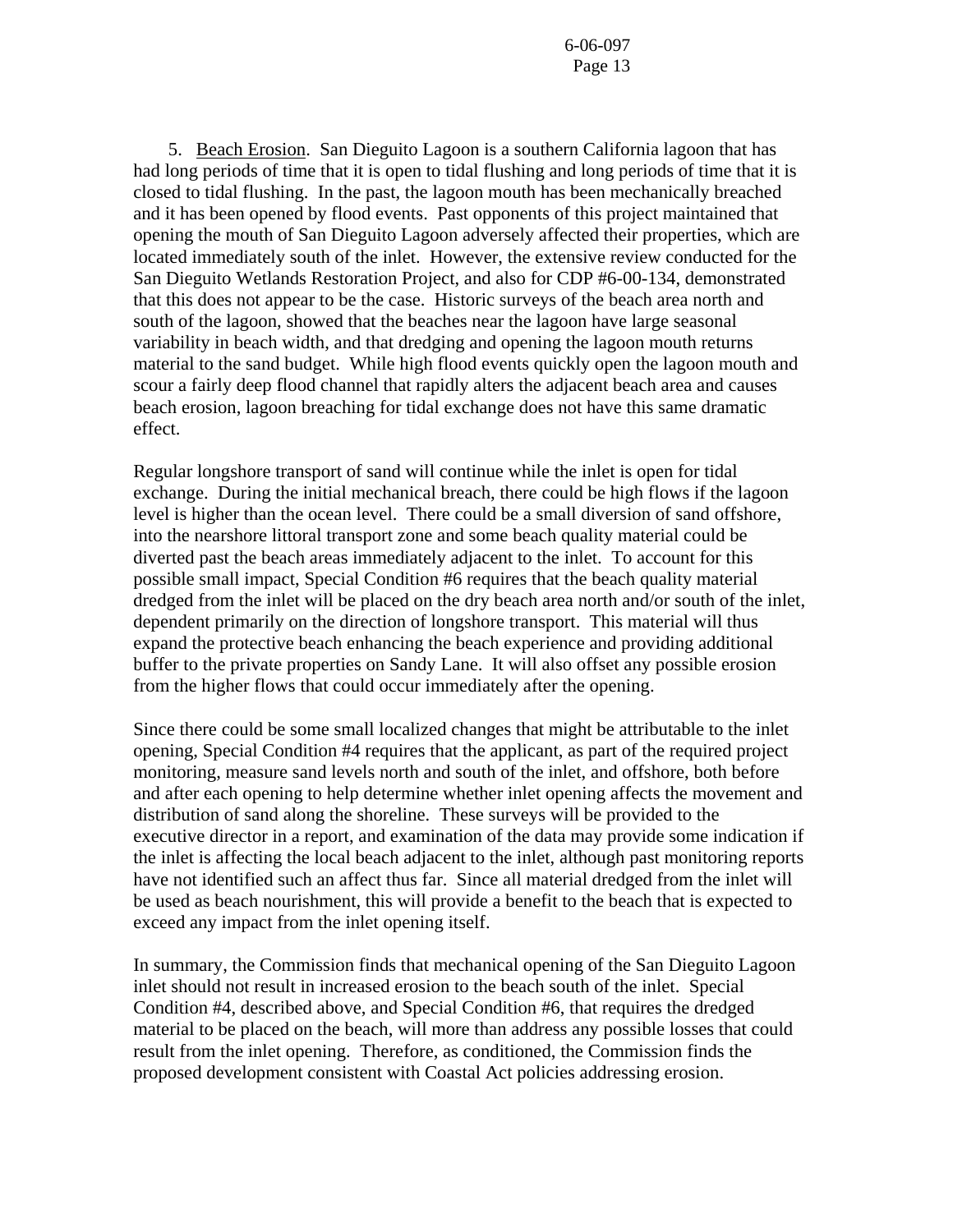5. Beach Erosion. San Dieguito Lagoon is a southern California lagoon that has had long periods of time that it is open to tidal flushing and long periods of time that it is closed to tidal flushing. In the past, the lagoon mouth has been mechanically breached and it has been opened by flood events. Past opponents of this project maintained that opening the mouth of San Dieguito Lagoon adversely affected their properties, which are located immediately south of the inlet. However, the extensive review conducted for the San Dieguito Wetlands Restoration Project, and also for CDP #6-00-134, demonstrated that this does not appear to be the case. Historic surveys of the beach area north and south of the lagoon, showed that the beaches near the lagoon have large seasonal variability in beach width, and that dredging and opening the lagoon mouth returns material to the sand budget. While high flood events quickly open the lagoon mouth and scour a fairly deep flood channel that rapidly alters the adjacent beach area and causes beach erosion, lagoon breaching for tidal exchange does not have this same dramatic effect.

Regular longshore transport of sand will continue while the inlet is open for tidal exchange. During the initial mechanical breach, there could be high flows if the lagoon level is higher than the ocean level. There could be a small diversion of sand offshore, into the nearshore littoral transport zone and some beach quality material could be diverted past the beach areas immediately adjacent to the inlet. To account for this possible small impact, Special Condition #6 requires that the beach quality material dredged from the inlet will be placed on the dry beach area north and/or south of the inlet, dependent primarily on the direction of longshore transport. This material will thus expand the protective beach enhancing the beach experience and providing additional buffer to the private properties on Sandy Lane. It will also offset any possible erosion from the higher flows that could occur immediately after the opening.

Since there could be some small localized changes that might be attributable to the inlet opening, Special Condition #4 requires that the applicant, as part of the required project monitoring, measure sand levels north and south of the inlet, and offshore, both before and after each opening to help determine whether inlet opening affects the movement and distribution of sand along the shoreline. These surveys will be provided to the executive director in a report, and examination of the data may provide some indication if the inlet is affecting the local beach adjacent to the inlet, although past monitoring reports have not identified such an affect thus far. Since all material dredged from the inlet will be used as beach nourishment, this will provide a benefit to the beach that is expected to exceed any impact from the inlet opening itself.

In summary, the Commission finds that mechanical opening of the San Dieguito Lagoon inlet should not result in increased erosion to the beach south of the inlet. Special Condition #4, described above, and Special Condition #6, that requires the dredged material to be placed on the beach, will more than address any possible losses that could result from the inlet opening. Therefore, as conditioned, the Commission finds the proposed development consistent with Coastal Act policies addressing erosion.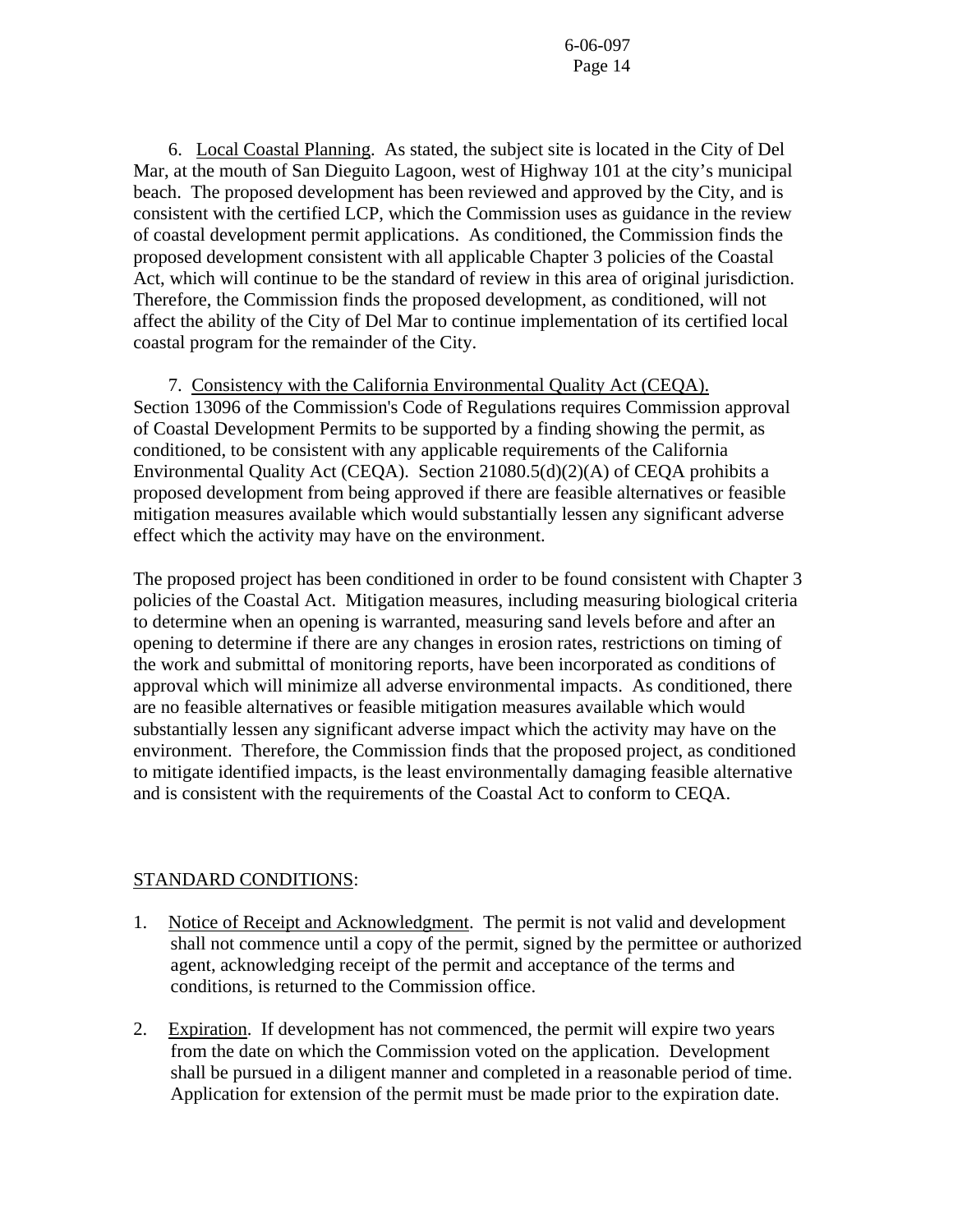6. Local Coastal Planning. As stated, the subject site is located in the City of Del Mar, at the mouth of San Dieguito Lagoon, west of Highway 101 at the city's municipal beach. The proposed development has been reviewed and approved by the City, and is consistent with the certified LCP, which the Commission uses as guidance in the review of coastal development permit applications. As conditioned, the Commission finds the proposed development consistent with all applicable Chapter 3 policies of the Coastal Act, which will continue to be the standard of review in this area of original jurisdiction. Therefore, the Commission finds the proposed development, as conditioned, will not affect the ability of the City of Del Mar to continue implementation of its certified local coastal program for the remainder of the City.

7. Consistency with the California Environmental Quality Act (CEQA). Section 13096 of the Commission's Code of Regulations requires Commission approval of Coastal Development Permits to be supported by a finding showing the permit, as conditioned, to be consistent with any applicable requirements of the California Environmental Quality Act (CEQA). Section 21080.5(d)(2)(A) of CEQA prohibits a proposed development from being approved if there are feasible alternatives or feasible mitigation measures available which would substantially lessen any significant adverse effect which the activity may have on the environment.

The proposed project has been conditioned in order to be found consistent with Chapter 3 policies of the Coastal Act. Mitigation measures, including measuring biological criteria to determine when an opening is warranted, measuring sand levels before and after an opening to determine if there are any changes in erosion rates, restrictions on timing of the work and submittal of monitoring reports, have been incorporated as conditions of approval which will minimize all adverse environmental impacts. As conditioned, there are no feasible alternatives or feasible mitigation measures available which would substantially lessen any significant adverse impact which the activity may have on the environment. Therefore, the Commission finds that the proposed project, as conditioned to mitigate identified impacts, is the least environmentally damaging feasible alternative and is consistent with the requirements of the Coastal Act to conform to CEQA.

STANDARD CONDITIONS:

1. Notice of Receipt and Acknowledgment. The permit is not valid and development shall not commence until a copy of the permit, signed by the permittee or authorized agent, acknowledging receipt of the permit and acceptance of the terms and conditions, is returned to the Commission office.

2. Expiration. If development has not commenced, the permit will expire two years from the date on which the Commission voted on the application. Development shall be pursued in a diligent manner and completed in a reasonable period of time. Application for extension of the permit must be made prior to the expiration date.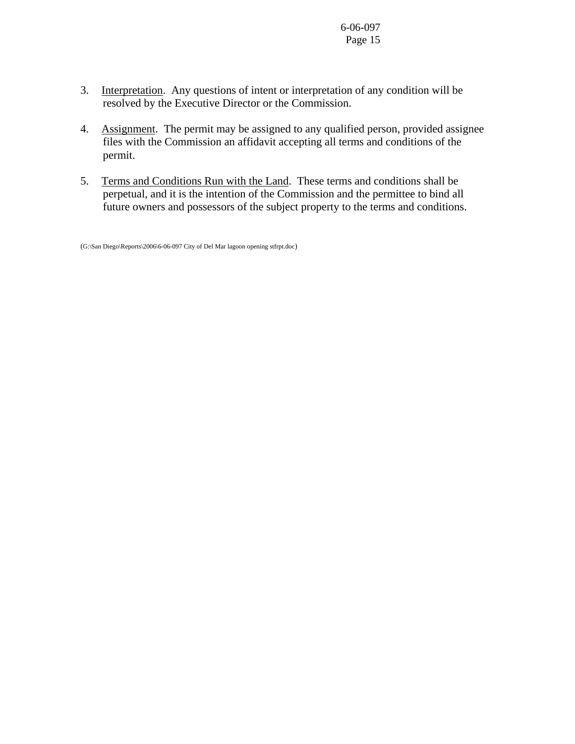3. Interpretation. Any questions of intent or interpretation of any condition will be resolved by the Executive Director or the Commission.

4. Assignment. The permit may be assigned to any qualified person, provided assignee files with the Commission an affidavit accepting all terms and conditions of the permit.

5. Terms and Conditions Run with the Land. These terms and conditions shall be perpetual, and it is the intention of the Commission and the permittee to bind all future owners and possessors of the subject property to the terms and conditions.

(G:\San Diego\Reports\2006\6-06-097 City of Del Mar lagoon opening stfrpt.doc)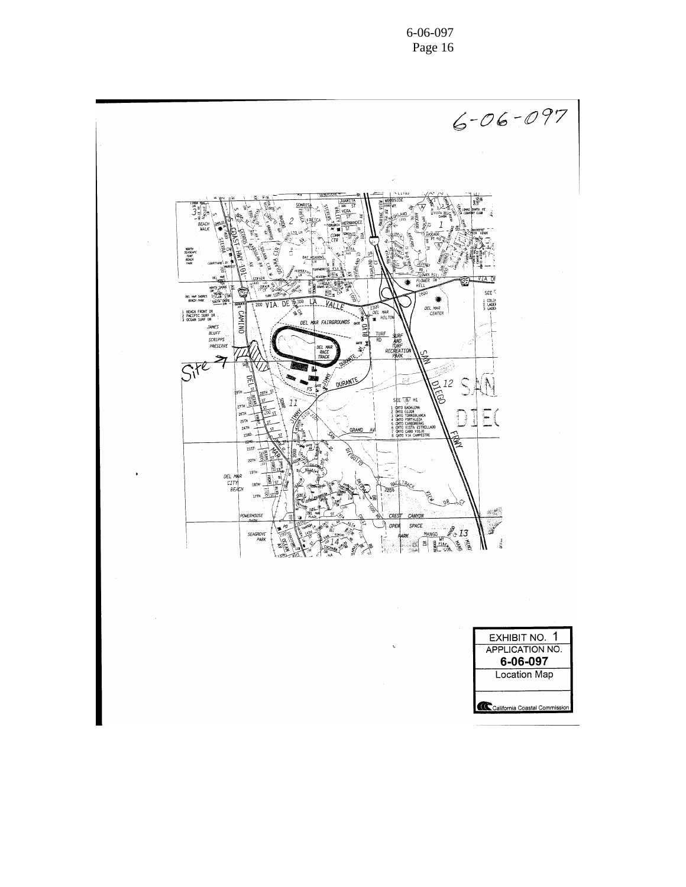6-06-097

Site

| EXHIBIT NO. 1 |
| --- |
| APPLICATION NO. **6-06-097** |
| Location Map |
| California Coastal Commission |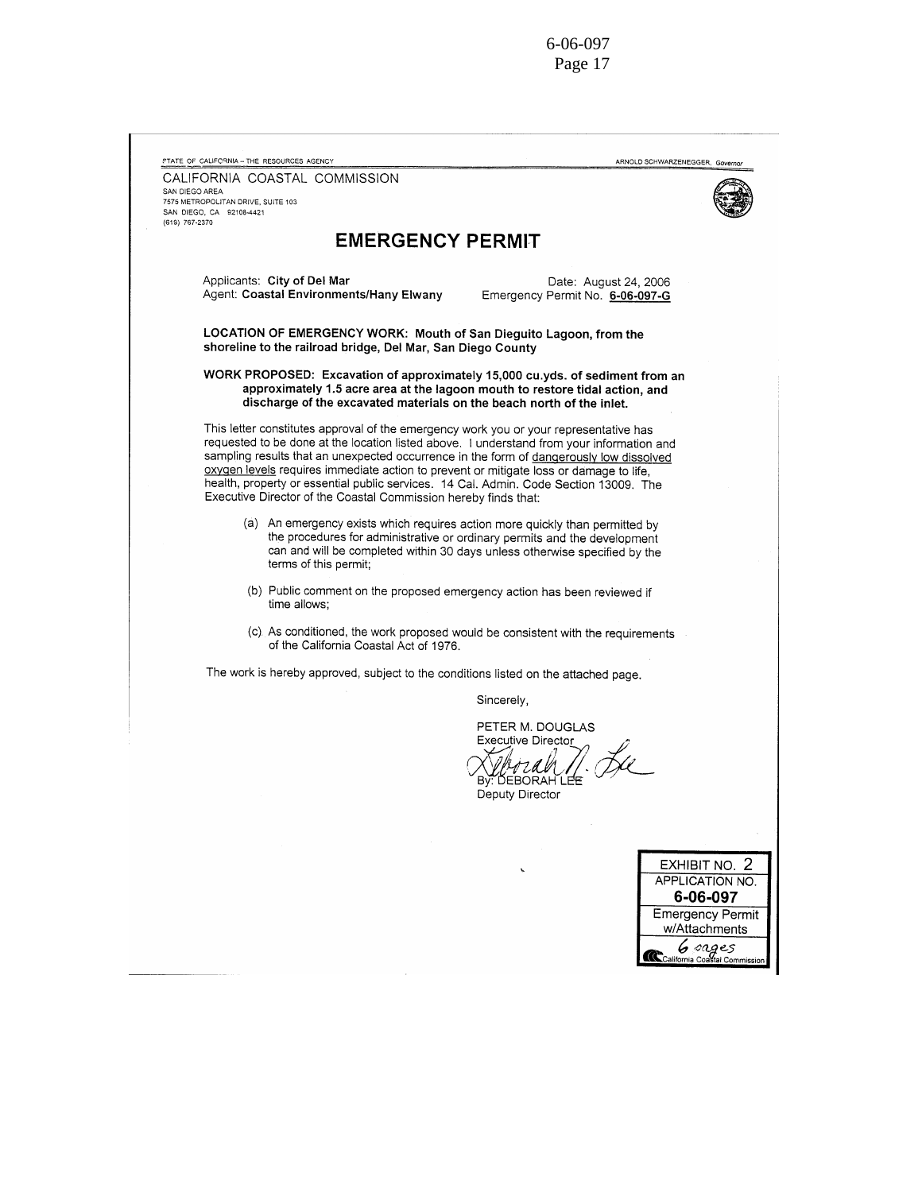STATE OF CALIFORNIA – THE RESOURCES AGENCY

ARNOLD SCHWARZENEGGER, *Governor*

CALIFORNIA COASTAL COMMISSION
SAN DIEGO AREA
7575 METROPOLITAN DRIVE, SUITE 103
SAN DIEGO, CA 92108-4421
(619) 767-2370

# EMERGENCY PERMIT

Applicants: **City of Del Mar**
Agent: **Coastal Environments/Hany Elwany**

Date: August 24, 2006
Emergency Permit No. **6-06-097-G**

**LOCATION OF EMERGENCY WORK: Mouth of San Dieguito Lagoon, from the shoreline to the railroad bridge, Del Mar, San Diego County**

**WORK PROPOSED: Excavation of approximately 15,000 cu.yds. of sediment from an approximately 1.5 acre area at the lagoon mouth to restore tidal action, and discharge of the excavated materials on the beach north of the inlet.**

This letter constitutes approval of the emergency work you or your representative has requested to be done at the location listed above. I understand from your information and sampling results that an unexpected occurrence in the form of dangerously low dissolved oxygen levels requires immediate action to prevent or mitigate loss or damage to life, health, property or essential public services. 14 Cal. Admin. Code Section 13009. The Executive Director of the Coastal Commission hereby finds that:

(a) An emergency exists which requires action more quickly than permitted by the procedures for administrative or ordinary permits and the development can and will be completed within 30 days unless otherwise specified by the terms of this permit;

(b) Public comment on the proposed emergency action has been reviewed if time allows;

(c) As conditioned, the work proposed would be consistent with the requirements of the California Coastal Act of 1976.

The work is hereby approved, subject to the conditions listed on the attached page.

Sincerely,

PETER M. DOUGLAS
Executive Director

By: DEBORAH LEE
Deputy Director

EXHIBIT NO. 2
APPLICATION NO.
**6-06-097**
Emergency Permit w/Attachments
6 pages
California Coastal Commission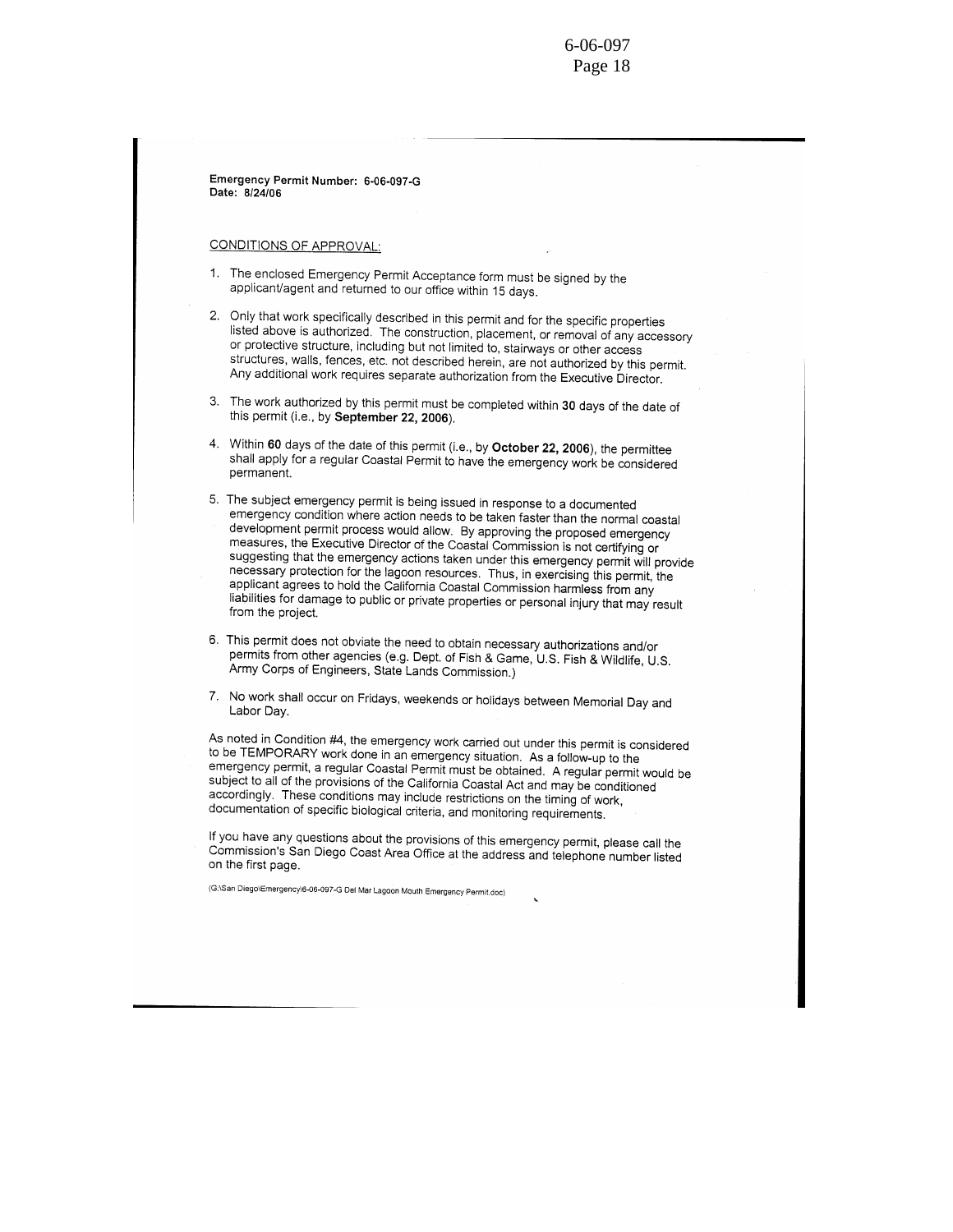**Emergency Permit Number: 6-06-097-G**
**Date: 8/24/06**

CONDITIONS OF APPROVAL:

1. The enclosed Emergency Permit Acceptance form must be signed by the applicant/agent and returned to our office within 15 days.

2. Only that work specifically described in this permit and for the specific properties listed above is authorized. The construction, placement, or removal of any accessory or protective structure, including but not limited to, stairways or other access structures, walls, fences, etc. not described herein, are not authorized by this permit. Any additional work requires separate authorization from the Executive Director.

3. The work authorized by this permit must be completed within **30** days of the date of this permit (i.e., by **September 22, 2006**).

4. Within **60** days of the date of this permit (i.e., by **October 22, 2006**), the permittee shall apply for a regular Coastal Permit to have the emergency work be considered permanent.

5. The subject emergency permit is being issued in response to a documented emergency condition where action needs to be taken faster than the normal coastal development permit process would allow. By approving the proposed emergency measures, the Executive Director of the Coastal Commission is not certifying or suggesting that the emergency actions taken under this emergency permit will provide necessary protection for the lagoon resources. Thus, in exercising this permit, the applicant agrees to hold the California Coastal Commission harmless from any liabilities for damage to public or private properties or personal injury that may result from the project.

6. This permit does not obviate the need to obtain necessary authorizations and/or permits from other agencies (e.g. Dept. of Fish & Game, U.S. Fish & Wildlife, U.S. Army Corps of Engineers, State Lands Commission.)

7. No work shall occur on Fridays, weekends or holidays between Memorial Day and Labor Day.

As noted in Condition #4, the emergency work carried out under this permit is considered to be TEMPORARY work done in an emergency situation. As a follow-up to the emergency permit, a regular Coastal Permit must be obtained. A regular permit would be subject to all of the provisions of the California Coastal Act and may be conditioned accordingly. These conditions may include restrictions on the timing of work, documentation of specific biological criteria, and monitoring requirements.

If you have any questions about the provisions of this emergency permit, please call the Commission's San Diego Coast Area Office at the address and telephone number listed on the first page.

(G:\San Diego\Emergency\6-06-097-G Del Mar Lagoon Mouth Emergency Permit.doc)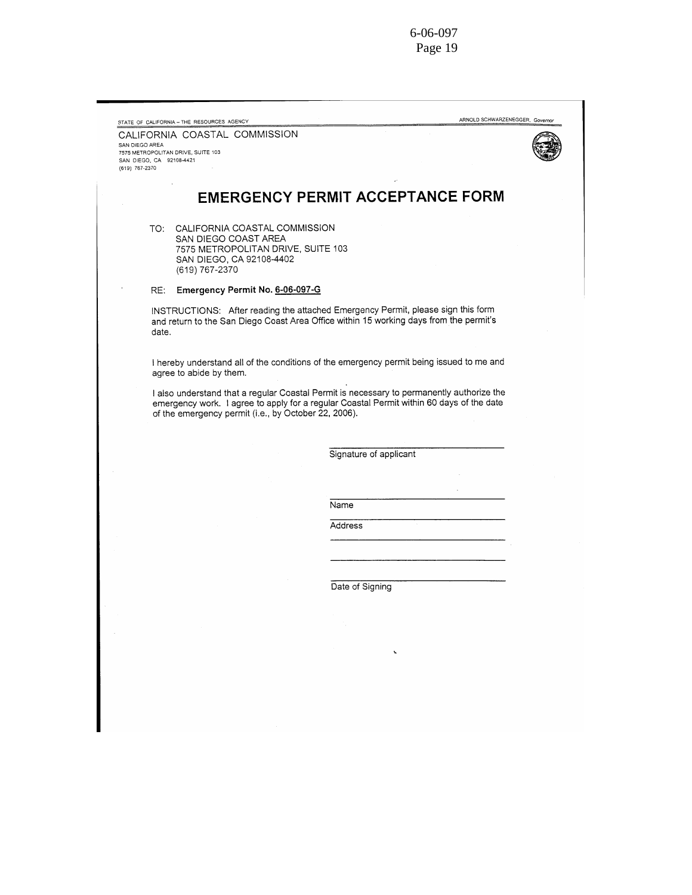STATE OF CALIFORNIA – THE RESOURCES AGENCY

ARNOLD SCHWARZENEGGER, *Governor*

CALIFORNIA COASTAL COMMISSION
SAN DIEGO AREA
7575 METROPOLITAN DRIVE, SUITE 103
SAN DIEGO, CA 92108-4421
(619) 767-2370

# EMERGENCY PERMIT ACCEPTANCE FORM

TO: CALIFORNIA COASTAL COMMISSION
SAN DIEGO COAST AREA
7575 METROPOLITAN DRIVE, SUITE 103
SAN DIEGO, CA 92108-4402
(619) 767-2370

RE: **Emergency Permit No. 6-06-097-G**

INSTRUCTIONS: After reading the attached Emergency Permit, please sign this form and return to the San Diego Coast Area Office within 15 working days from the permit's date.

I hereby understand all of the conditions of the emergency permit being issued to me and agree to abide by them.

I also understand that a regular Coastal Permit is necessary to permanently authorize the emergency work. I agree to apply for a regular Coastal Permit within 60 days of the date of the emergency permit (i.e., by October 22, 2006).

\_\_\_\_\_\_\_\_\_\_\_\_\_\_\_\_\_\_\_\_\_\_\_\_\_\_\_\_\_\_\_\_
Signature of applicant

\_\_\_\_\_\_\_\_\_\_\_\_\_\_\_\_\_\_\_\_\_\_\_\_\_\_\_\_\_\_\_\_
Name

\_\_\_\_\_\_\_\_\_\_\_\_\_\_\_\_\_\_\_\_\_\_\_\_\_\_\_\_\_\_\_\_
Address

\_\_\_\_\_\_\_\_\_\_\_\_\_\_\_\_\_\_\_\_\_\_\_\_\_\_\_\_\_\_\_\_

\_\_\_\_\_\_\_\_\_\_\_\_\_\_\_\_\_\_\_\_\_\_\_\_\_\_\_\_\_\_\_\_

\_\_\_\_\_\_\_\_\_\_\_\_\_\_\_\_\_\_\_\_\_\_\_\_\_\_\_\_\_\_\_\_
Date of Signing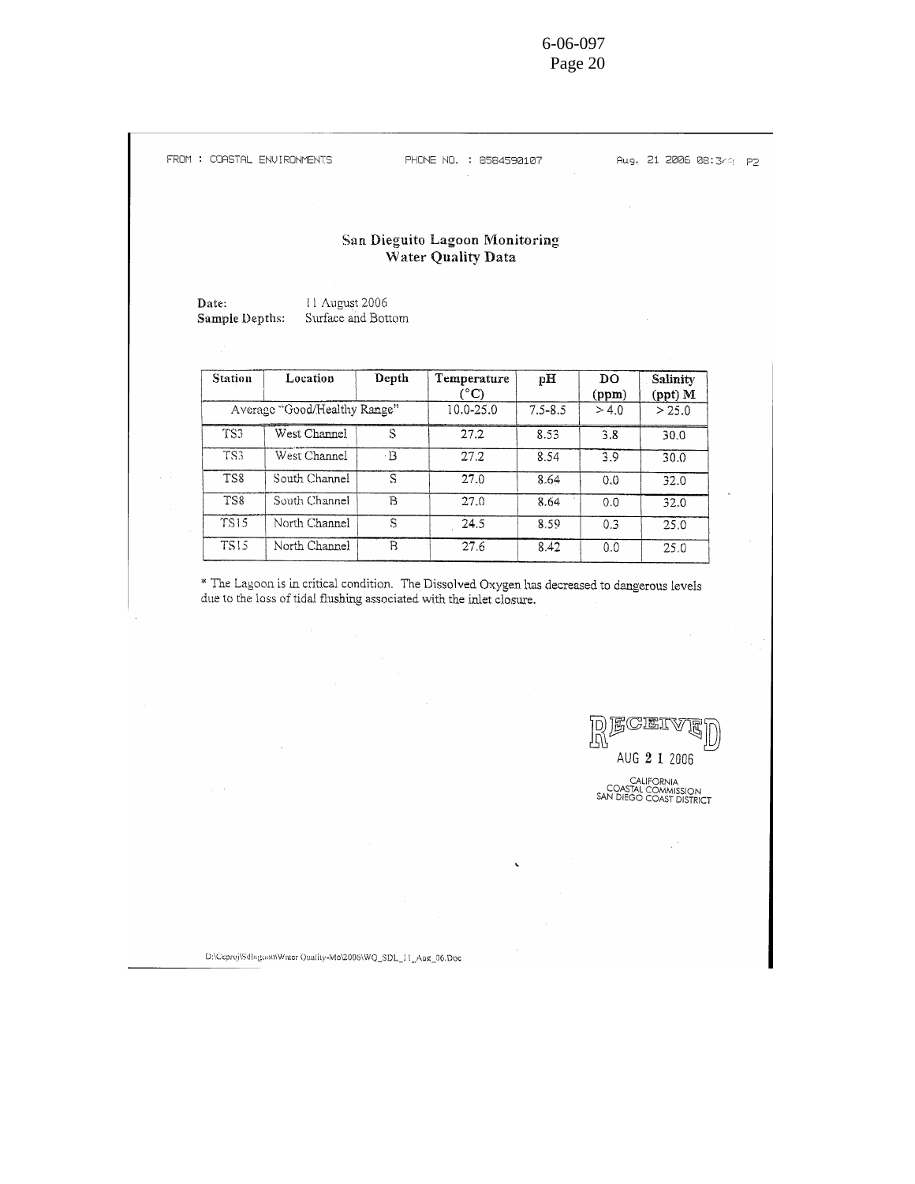FROM : COASTAL ENVIRONMENTS PHONE NO. : 8584590107 Aug. 21 2006 08:34 P2

## San Dieguito Lagoon Monitoring
## Water Quality Data

**Date:** 11 August 2006
**Sample Depths:** Surface and Bottom

| Station | Location | Depth | Temperature (°C) | pH | DO (ppm) | Salinity (ppt) M |
|---|---|---|---|---|---|---|
| Average "Good/Healthy Range" | | | 10.0-25.0 | 7.5-8.5 | > 4.0 | > 25.0 |
| TS3 | West Channel | S | 27.2 | 8.53 | 3.8 | 30.0 |
| TS3 | West Channel | B | 27.2 | 8.54 | 3.9 | 30.0 |
| TS8 | South Channel | S | 27.0 | 8.64 | 0.0 | 32.0 |
| TS8 | South Channel | B | 27.0 | 8.64 | 0.0 | 32.0 |
| TS15 | North Channel | S | 24.5 | 8.59 | 0.3 | 25.0 |
| TS15 | North Channel | B | 27.6 | 8.42 | 0.0 | 25.0 |

* The Lagoon is in critical condition. The Dissolved Oxygen has decreased to dangerous levels due to the loss of tidal flushing associated with the inlet closure.

RECEIVED
AUG 21 2006
CALIFORNIA
COASTAL COMMISSION
SAN DIEGO COAST DISTRICT

D:\Ceproj\Sdlagoon\Water Quality-Mo\2006\WQ_SDL_11_Aug_06.Doc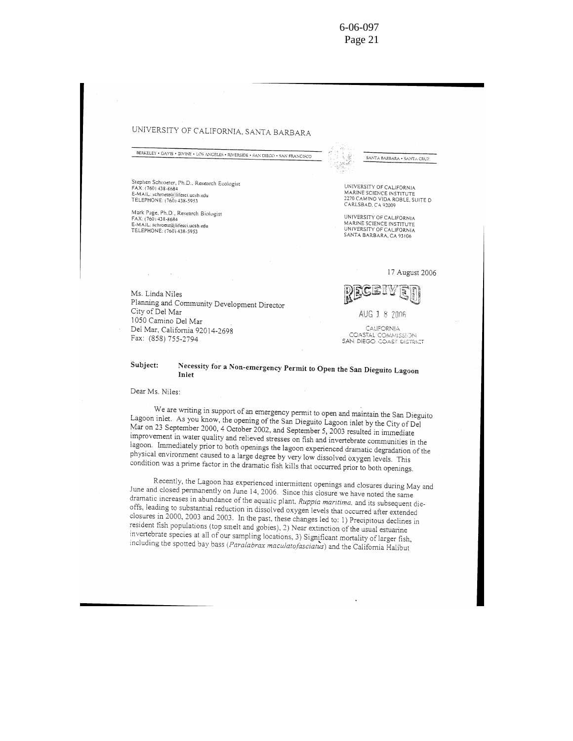UNIVERSITY OF CALIFORNIA, SANTA BARBARA

BERKELEY • DAVIS • IRVINE • LOS ANGELES • RIVERSIDE • SAN DIEGO • SAN FRANCISCO

SANTA BARBARA • SANTA CRUZ

Stephen Schroeter, Ph.D., Research Ecologist
FAX: (760) 438-8684
E-MAIL: schroete@lifesci.ucsb.edu
TELEPHONE: (760) 438-5953

Mark Page, Ph.D., Research Biologist
FAX: (760) 438-8684
E-MAIL: schroete@lifesci.ucsb.edu
TELEPHONE: (760) 438-5953

UNIVERSITY OF CALIFORNIA
MARINE SCIENCE INSTITUTE
2270 CAMINO VIDA ROBLE, SUITE D
CARLSBAD, CA 92009

UNIVERSITY OF CALIFORNIA
MARINE SCIENCE INSTITUTE
UNIVERSITY OF CALIFORNIA
SANTA BARBARA, CA 93106

17 August 2006

RECEIVED
AUG 1 8 2006
CALIFORNIA
COASTAL COMMISSION
SAN DIEGO COAST DISTRICT

Ms. Linda Niles
Planning and Community Development Director
City of Del Mar
1050 Camino Del Mar
Del Mar, California 92014-2698
Fax: (858) 755-2794

**Subject: Necessity for a Non-emergency Permit to Open the San Dieguito Lagoon Inlet**

Dear Ms. Niles:

We are writing in support of an emergency permit to open and maintain the San Dieguito Lagoon inlet. As you know, the opening of the San Dieguito Lagoon inlet by the City of Del Mar on 23 September 2000, 4 October 2002, and September 5, 2003 resulted in immediate improvement in water quality and relieved stresses on fish and invertebrate communities in the lagoon. Immediately prior to both openings the lagoon experienced dramatic degradation of the physical environment caused to a large degree by very low dissolved oxygen levels. This condition was a prime factor in the dramatic fish kills that occurred prior to both openings.

Recently, the Lagoon has experienced intermittent openings and closures during May and June and closed permanently on June 14, 2006. Since this closure we have noted the same dramatic increases in abundance of the aquatic plant, *Ruppia maritima*, and its subsequent die-offs, leading to substantial reduction in dissolved oxygen levels that occurred after extended closures in 2000, 2003 and 2003. In the past, these changes led to: 1) Precipitous declines in resident fish populations (top smelt and gobies), 2) Near extinction of the usual estuarine invertebrate species at all of our sampling locations, 3) Significant mortality of larger fish, including the spotted bay bass (*Paralabrax maculatofasciatus*) and the California Halibut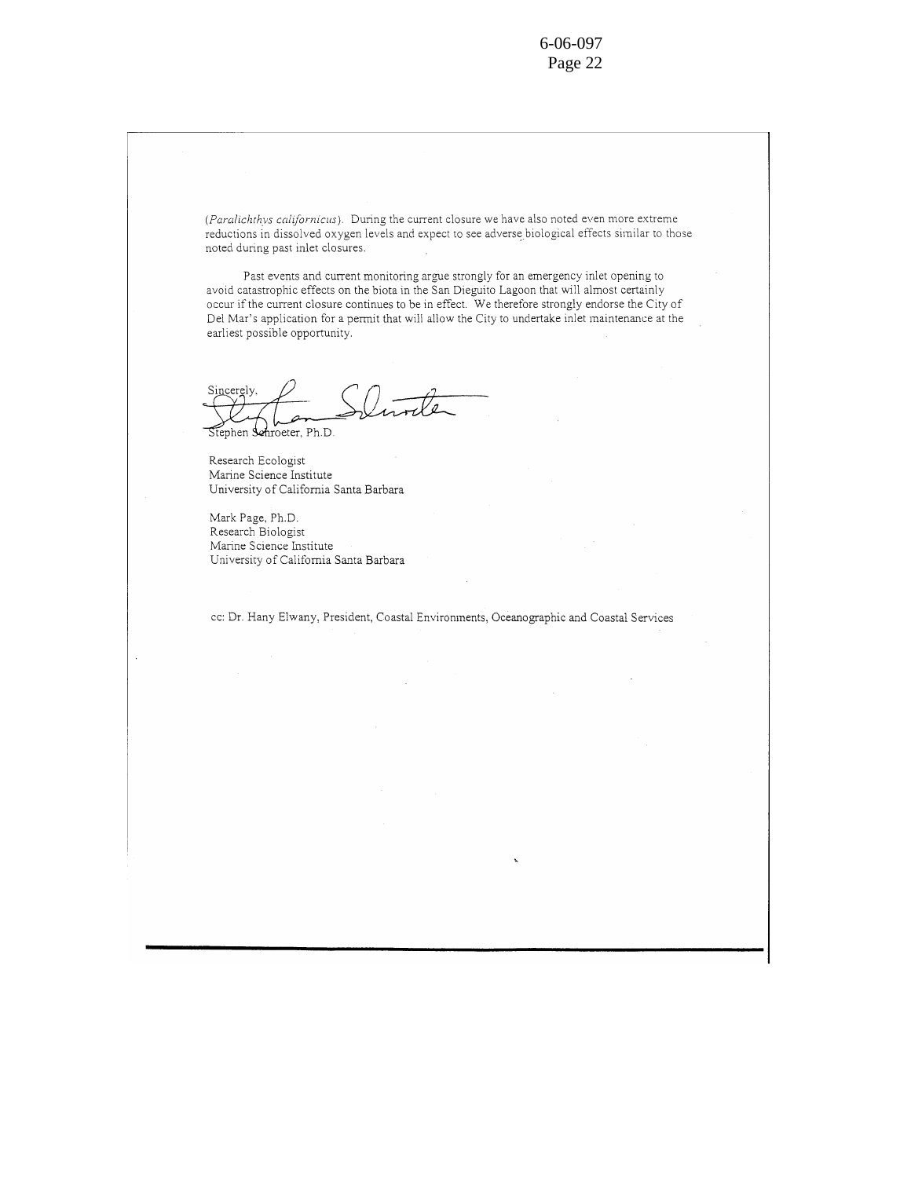(*Paralichthys californicus*). During the current closure we have also noted even more extreme reductions in dissolved oxygen levels and expect to see adverse biological effects similar to those noted during past inlet closures.

Past events and current monitoring argue strongly for an emergency inlet opening to avoid catastrophic effects on the biota in the San Dieguito Lagoon that will almost certainly occur if the current closure continues to be in effect. We therefore strongly endorse the City of Del Mar's application for a permit that will allow the City to undertake inlet maintenance at the earliest possible opportunity.

Sincerely,

Stephen Schroeter, Ph.D.

Research Ecologist
Marine Science Institute
University of California Santa Barbara

Mark Page, Ph.D.
Research Biologist
Marine Science Institute
University of California Santa Barbara

cc: Dr. Hany Elwany, President, Coastal Environments, Oceanographic and Coastal Services